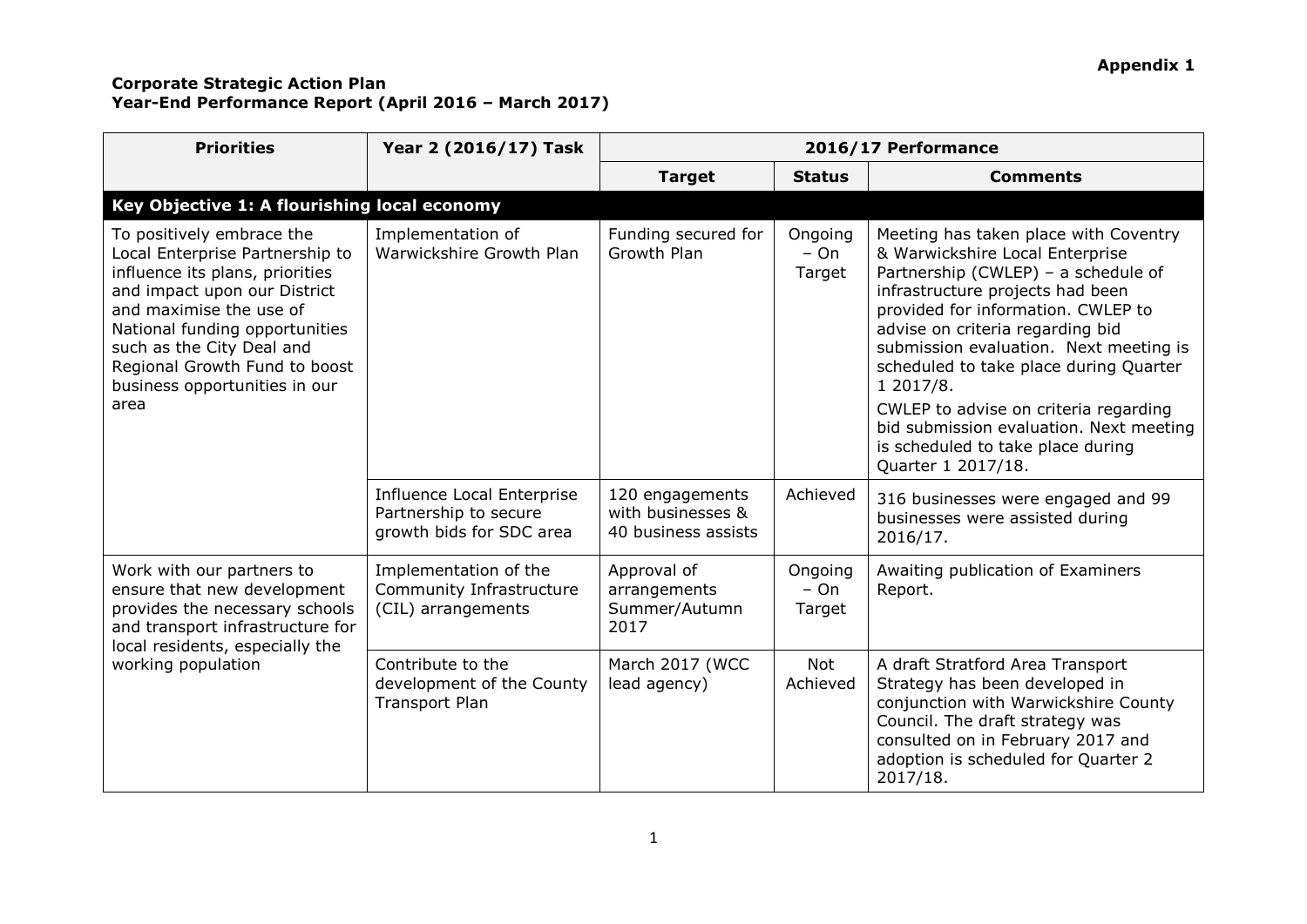**Appendix 1**

**Corporate Strategic Action Plan**
**Year-End Performance Report (April 2016 – March 2017)**

| Priorities | Year 2 (2016/17) Task | 2016/17 Performance | | |
|---|---|---|---|---|
| | | **Target** | **Status** | **Comments** |
| **Key Objective 1: A flourishing local economy** | | | | |
| To positively embrace the Local Enterprise Partnership to influence its plans, priorities and impact upon our District and maximise the use of National funding opportunities such as the City Deal and Regional Growth Fund to boost business opportunities in our area | Implementation of Warwickshire Growth Plan | Funding secured for Growth Plan | Ongoing – On Target | Meeting has taken place with Coventry & Warwickshire Local Enterprise Partnership (CWLEP) – a schedule of infrastructure projects had been provided for information. CWLEP to advise on criteria regarding bid submission evaluation. Next meeting is scheduled to take place during Quarter 1 2017/8.<br><br>CWLEP to advise on criteria regarding bid submission evaluation. Next meeting is scheduled to take place during Quarter 1 2017/18. |
| | Influence Local Enterprise Partnership to secure growth bids for SDC area | 120 engagements with businesses & 40 business assists | Achieved | 316 businesses were engaged and 99 businesses were assisted during 2016/17. |
| Work with our partners to ensure that new development provides the necessary schools and transport infrastructure for local residents, especially the working population | Implementation of the Community Infrastructure (CIL) arrangements | Approval of arrangements Summer/Autumn 2017 | Ongoing – On Target | Awaiting publication of Examiners Report. |
| | Contribute to the development of the County Transport Plan | March 2017 (WCC lead agency) | Not Achieved | A draft Stratford Area Transport Strategy has been developed in conjunction with Warwickshire County Council. The draft strategy was consulted on in February 2017 and adoption is scheduled for Quarter 2 2017/18. |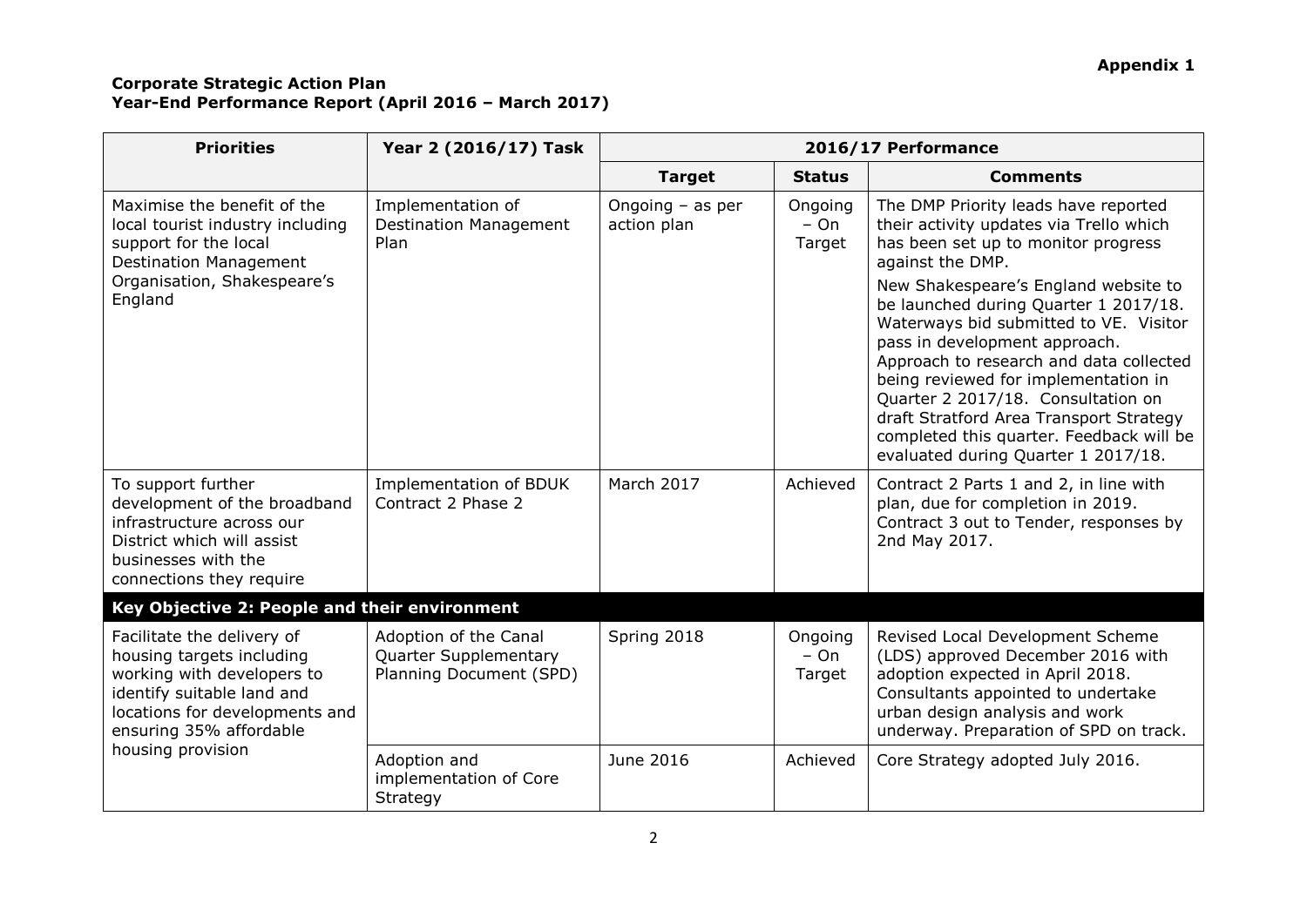**Appendix 1**

**Corporate Strategic Action Plan**
**Year-End Performance Report (April 2016 – March 2017)**

| Priorities | Year 2 (2016/17) Task | 2016/17 Performance | | |
|---|---|---|---|---|
| | | **Target** | **Status** | **Comments** |
| Maximise the benefit of the local tourist industry including support for the local Destination Management Organisation, Shakespeare's England | Implementation of Destination Management Plan | Ongoing – as per action plan | Ongoing – On Target | The DMP Priority leads have reported their activity updates via Trello which has been set up to monitor progress against the DMP.<br><br>New Shakespeare's England website to be launched during Quarter 1 2017/18. Waterways bid submitted to VE. Visitor pass in development approach. Approach to research and data collected being reviewed for implementation in Quarter 2 2017/18. Consultation on draft Stratford Area Transport Strategy completed this quarter. Feedback will be evaluated during Quarter 1 2017/18. |
| To support further development of the broadband infrastructure across our District which will assist businesses with the connections they require | Implementation of BDUK Contract 2 Phase 2 | March 2017 | Achieved | Contract 2 Parts 1 and 2, in line with plan, due for completion in 2019. Contract 3 out to Tender, responses by 2nd May 2017. |
| **Key Objective 2: People and their environment** | | | | |
| Facilitate the delivery of housing targets including working with developers to identify suitable land and locations for developments and ensuring 35% affordable housing provision | Adoption of the Canal Quarter Supplementary Planning Document (SPD) | Spring 2018 | Ongoing – On Target | Revised Local Development Scheme (LDS) approved December 2016 with adoption expected in April 2018. Consultants appointed to undertake urban design analysis and work underway. Preparation of SPD on track. |
| | Adoption and implementation of Core Strategy | June 2016 | Achieved | Core Strategy adopted July 2016. |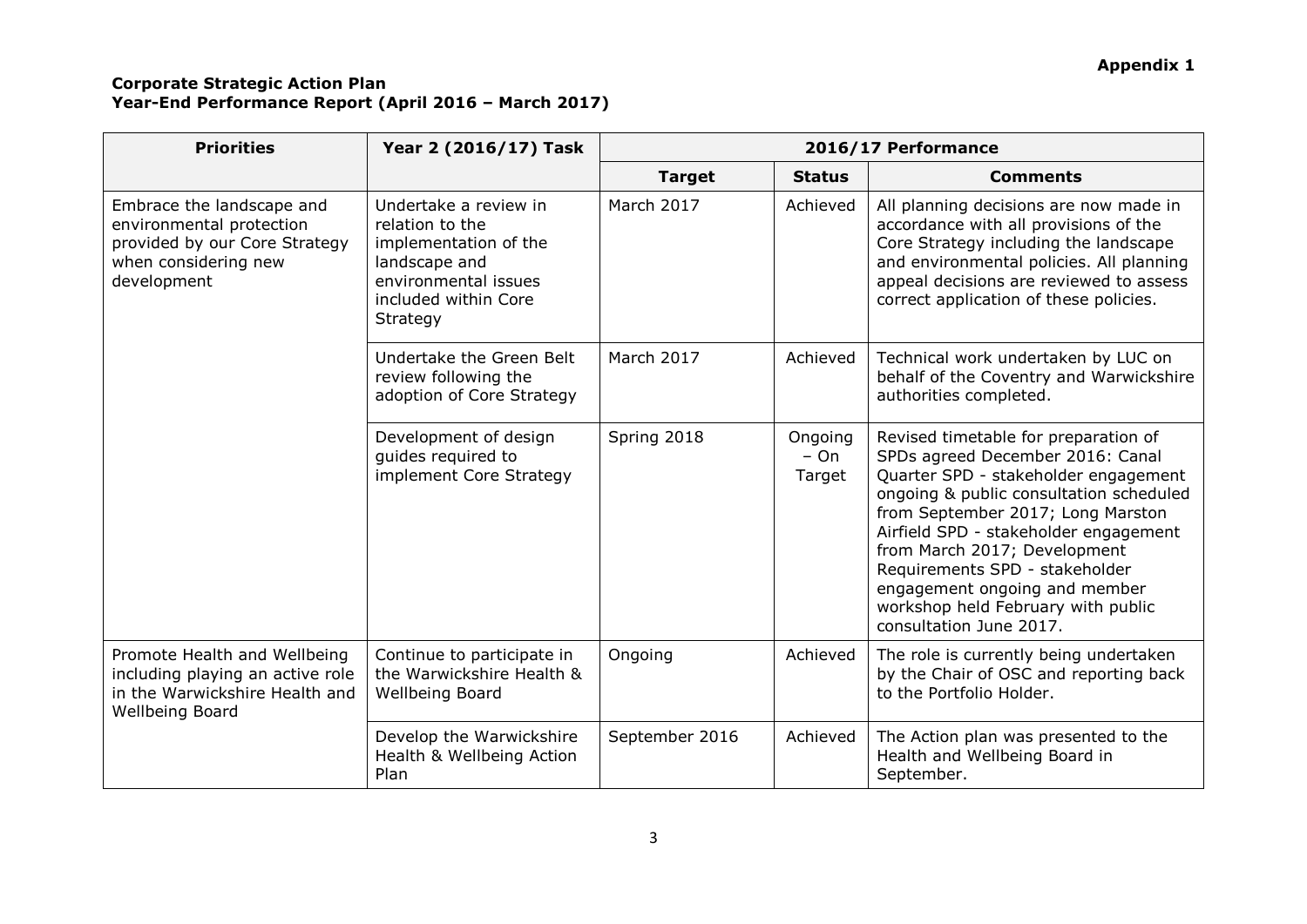**Appendix 1**

**Corporate Strategic Action Plan**
**Year-End Performance Report (April 2016 – March 2017)**

| Priorities | Year 2 (2016/17) Task | 2016/17 Performance | | |
|---|---|---|---|---|
| | | **Target** | **Status** | **Comments** |
| Embrace the landscape and environmental protection provided by our Core Strategy when considering new development | Undertake a review in relation to the implementation of the landscape and environmental issues included within Core Strategy | March 2017 | Achieved | All planning decisions are now made in accordance with all provisions of the Core Strategy including the landscape and environmental policies. All planning appeal decisions are reviewed to assess correct application of these policies. |
| | Undertake the Green Belt review following the adoption of Core Strategy | March 2017 | Achieved | Technical work undertaken by LUC on behalf of the Coventry and Warwickshire authorities completed. |
| | Development of design guides required to implement Core Strategy | Spring 2018 | Ongoing – On Target | Revised timetable for preparation of SPDs agreed December 2016: Canal Quarter SPD - stakeholder engagement ongoing & public consultation scheduled from September 2017; Long Marston Airfield SPD - stakeholder engagement from March 2017; Development Requirements SPD - stakeholder engagement ongoing and member workshop held February with public consultation June 2017. |
| Promote Health and Wellbeing including playing an active role in the Warwickshire Health and Wellbeing Board | Continue to participate in the Warwickshire Health & Wellbeing Board | Ongoing | Achieved | The role is currently being undertaken by the Chair of OSC and reporting back to the Portfolio Holder. |
| | Develop the Warwickshire Health & Wellbeing Action Plan | September 2016 | Achieved | The Action plan was presented to the Health and Wellbeing Board in September. |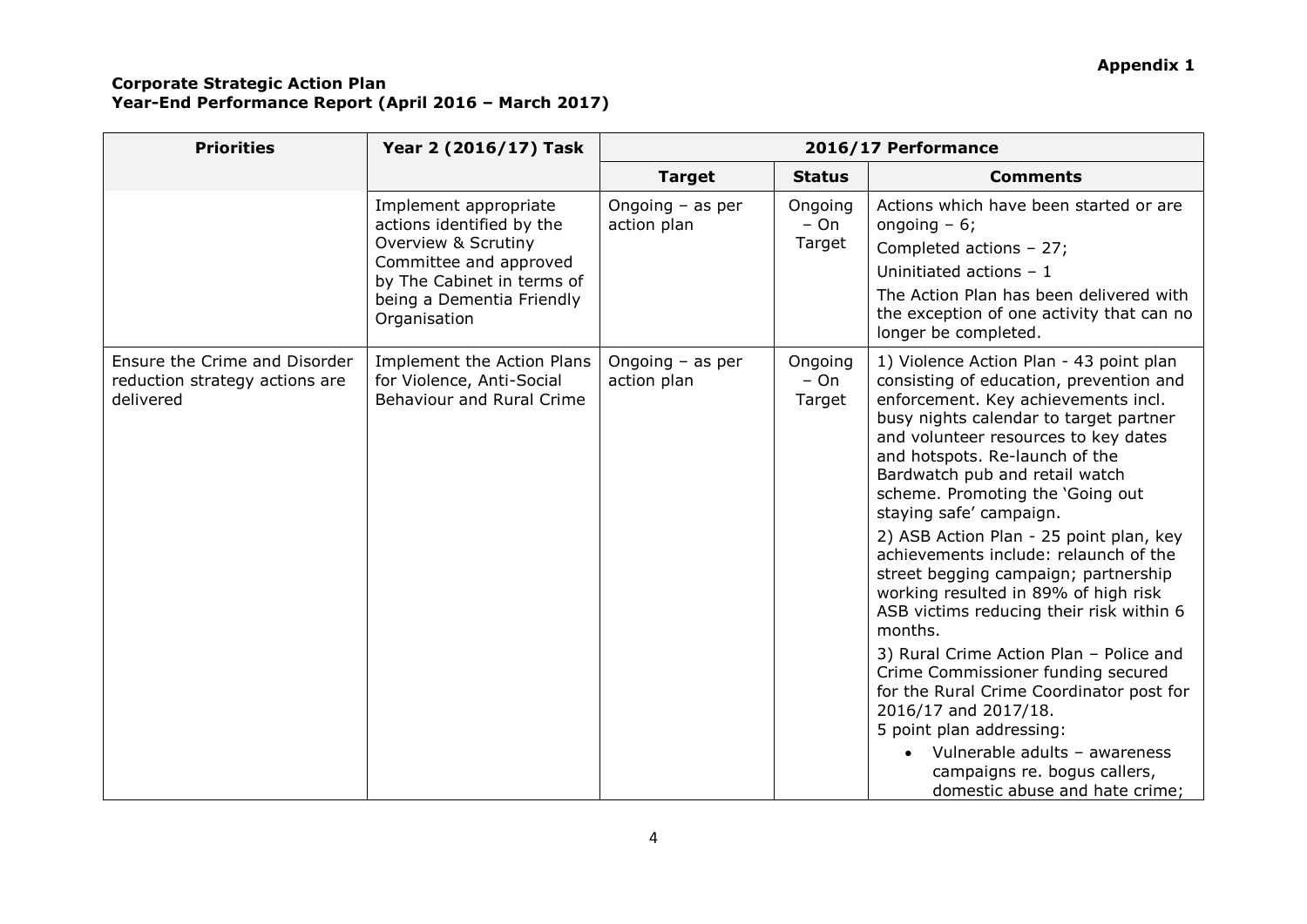**Appendix 1**

**Corporate Strategic Action Plan**
**Year-End Performance Report (April 2016 – March 2017)**

| Priorities | Year 2 (2016/17) Task | 2016/17 Performance | | |
|---|---|---|---|---|
| | | **Target** | **Status** | **Comments** |
| | Implement appropriate actions identified by the Overview & Scrutiny Committee and approved by The Cabinet in terms of being a Dementia Friendly Organisation | Ongoing – as per action plan | Ongoing – On Target | Actions which have been started or are ongoing – 6;<br>Completed actions – 27;<br>Uninitiated actions – 1<br>The Action Plan has been delivered with the exception of one activity that can no longer be completed. |
| Ensure the Crime and Disorder reduction strategy actions are delivered | Implement the Action Plans for Violence, Anti-Social Behaviour and Rural Crime | Ongoing – as per action plan | Ongoing – On Target | 1) Violence Action Plan - 43 point plan consisting of education, prevention and enforcement. Key achievements incl. busy nights calendar to target partner and volunteer resources to key dates and hotspots. Re-launch of the Bardwatch pub and retail watch scheme. Promoting the 'Going out staying safe' campaign.<br>2) ASB Action Plan - 25 point plan, key achievements include: relaunch of the street begging campaign; partnership working resulted in 89% of high risk ASB victims reducing their risk within 6 months.<br>3) Rural Crime Action Plan – Police and Crime Commissioner funding secured for the Rural Crime Coordinator post for 2016/17 and 2017/18.<br>5 point plan addressing:<br>• Vulnerable adults – awareness campaigns re. bogus callers, domestic abuse and hate crime; |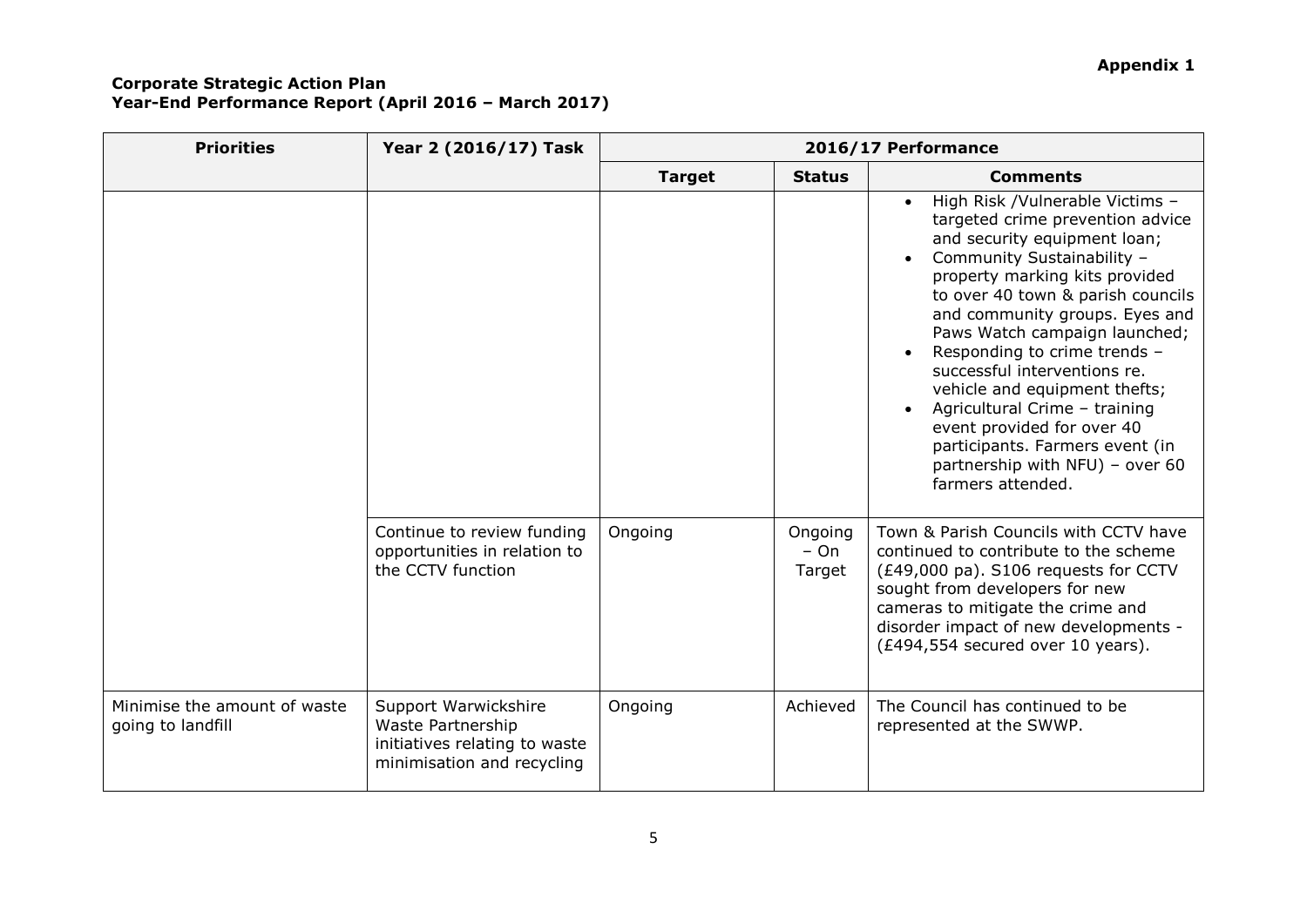**Appendix 1**

**Corporate Strategic Action Plan**
**Year-End Performance Report (April 2016 – March 2017)**

| Priorities | Year 2 (2016/17) Task | 2016/17 Performance | | |
|---|---|---|---|---|
| | | **Target** | **Status** | **Comments** |
| | | | | • High Risk /Vulnerable Victims – targeted crime prevention advice and security equipment loan;<br>• Community Sustainability – property marking kits provided to over 40 town & parish councils and community groups. Eyes and Paws Watch campaign launched;<br>• Responding to crime trends – successful interventions re. vehicle and equipment thefts;<br>• Agricultural Crime – training event provided for over 40 participants. Farmers event (in partnership with NFU) – over 60 farmers attended. |
| | Continue to review funding opportunities in relation to the CCTV function | Ongoing | Ongoing – On Target | Town & Parish Councils with CCTV have continued to contribute to the scheme (£49,000 pa). S106 requests for CCTV sought from developers for new cameras to mitigate the crime and disorder impact of new developments - (£494,554 secured over 10 years). |
| Minimise the amount of waste going to landfill | Support Warwickshire Waste Partnership initiatives relating to waste minimisation and recycling | Ongoing | Achieved | The Council has continued to be represented at the SWWP. |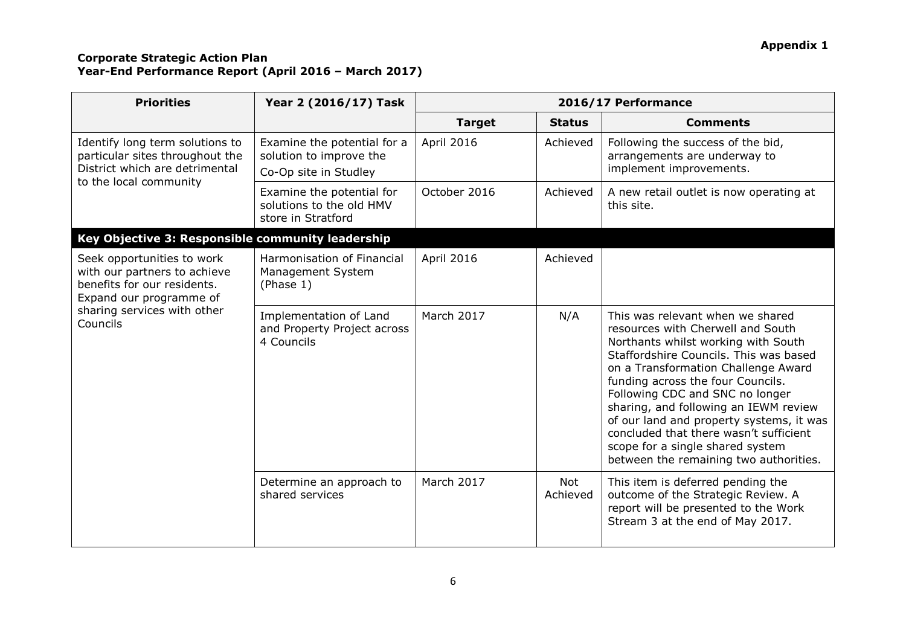**Appendix 1**

**Corporate Strategic Action Plan**
**Year-End Performance Report (April 2016 – March 2017)**

| Priorities | Year 2 (2016/17) Task | 2016/17 Performance | | |
|---|---|---|---|---|
| | | **Target** | **Status** | **Comments** |
| Identify long term solutions to particular sites throughout the District which are detrimental to the local community | Examine the potential for a solution to improve the Co-Op site in Studley | April 2016 | Achieved | Following the success of the bid, arrangements are underway to implement improvements. |
| | Examine the potential for solutions to the old HMV store in Stratford | October 2016 | Achieved | A new retail outlet is now operating at this site. |
| **Key Objective 3: Responsible community leadership** | | | | |
| Seek opportunities to work with our partners to achieve benefits for our residents. Expand our programme of sharing services with other Councils | Harmonisation of Financial Management System (Phase 1) | April 2016 | Achieved | |
| | Implementation of Land and Property Project across 4 Councils | March 2017 | N/A | This was relevant when we shared resources with Cherwell and South Northants whilst working with South Staffordshire Councils. This was based on a Transformation Challenge Award funding across the four Councils. Following CDC and SNC no longer sharing, and following an IEWM review of our land and property systems, it was concluded that there wasn't sufficient scope for a single shared system between the remaining two authorities. |
| | Determine an approach to shared services | March 2017 | Not Achieved | This item is deferred pending the outcome of the Strategic Review. A report will be presented to the Work Stream 3 at the end of May 2017. |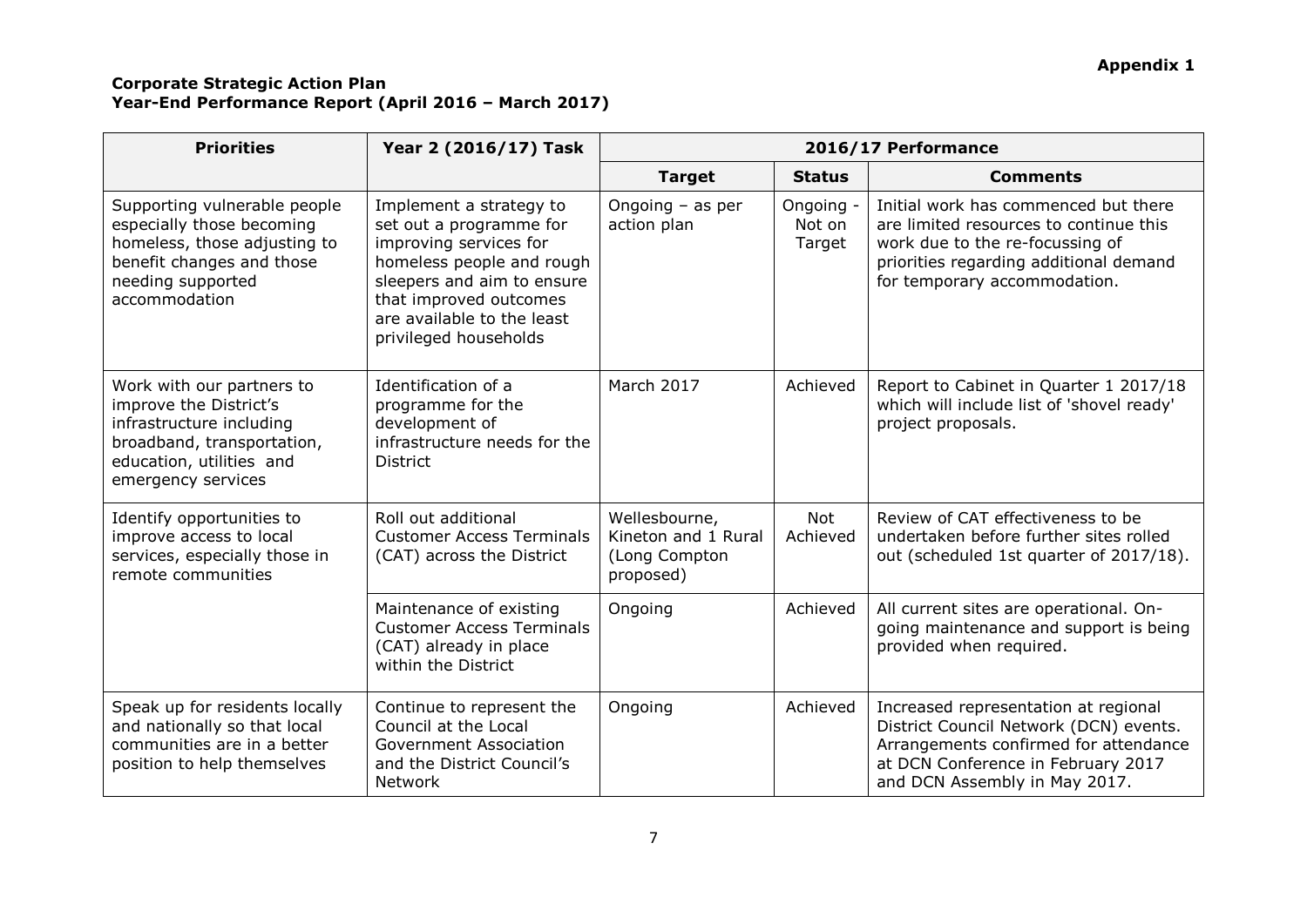**Appendix 1**

**Corporate Strategic Action Plan**
**Year-End Performance Report (April 2016 – March 2017)**

| Priorities | Year 2 (2016/17) Task | 2016/17 Performance | | |
|---|---|---|---|---|
| | | **Target** | **Status** | **Comments** |
| Supporting vulnerable people especially those becoming homeless, those adjusting to benefit changes and those needing supported accommodation | Implement a strategy to set out a programme for improving services for homeless people and rough sleepers and aim to ensure that improved outcomes are available to the least privileged households | Ongoing – as per action plan | Ongoing - Not on Target | Initial work has commenced but there are limited resources to continue this work due to the re-focussing of priorities regarding additional demand for temporary accommodation. |
| Work with our partners to improve the District's infrastructure including broadband, transportation, education, utilities and emergency services | Identification of a programme for the development of infrastructure needs for the District | March 2017 | Achieved | Report to Cabinet in Quarter 1 2017/18 which will include list of 'shovel ready' project proposals. |
| Identify opportunities to improve access to local services, especially those in remote communities | Roll out additional Customer Access Terminals (CAT) across the District | Wellesbourne, Kineton and 1 Rural (Long Compton proposed) | Not Achieved | Review of CAT effectiveness to be undertaken before further sites rolled out (scheduled 1st quarter of 2017/18). |
| | Maintenance of existing Customer Access Terminals (CAT) already in place within the District | Ongoing | Achieved | All current sites are operational. On-going maintenance and support is being provided when required. |
| Speak up for residents locally and nationally so that local communities are in a better position to help themselves | Continue to represent the Council at the Local Government Association and the District Council's Network | Ongoing | Achieved | Increased representation at regional District Council Network (DCN) events. Arrangements confirmed for attendance at DCN Conference in February 2017 and DCN Assembly in May 2017. |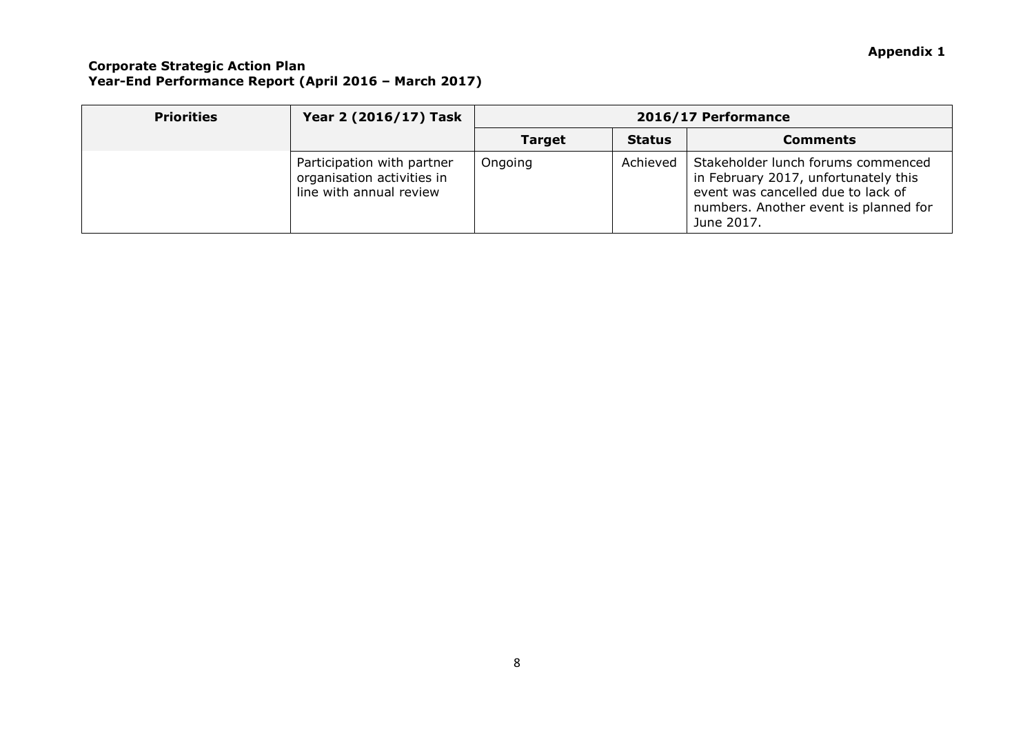**Appendix 1**

**Corporate Strategic Action Plan**
**Year-End Performance Report (April 2016 – March 2017)**

| Priorities | Year 2 (2016/17) Task | 2016/17 Performance | | |
|---|---|---|---|---|
| | | **Target** | **Status** | **Comments** |
| | Participation with partner organisation activities in line with annual review | Ongoing | Achieved | Stakeholder lunch forums commenced in February 2017, unfortunately this event was cancelled due to lack of numbers. Another event is planned for June 2017. |